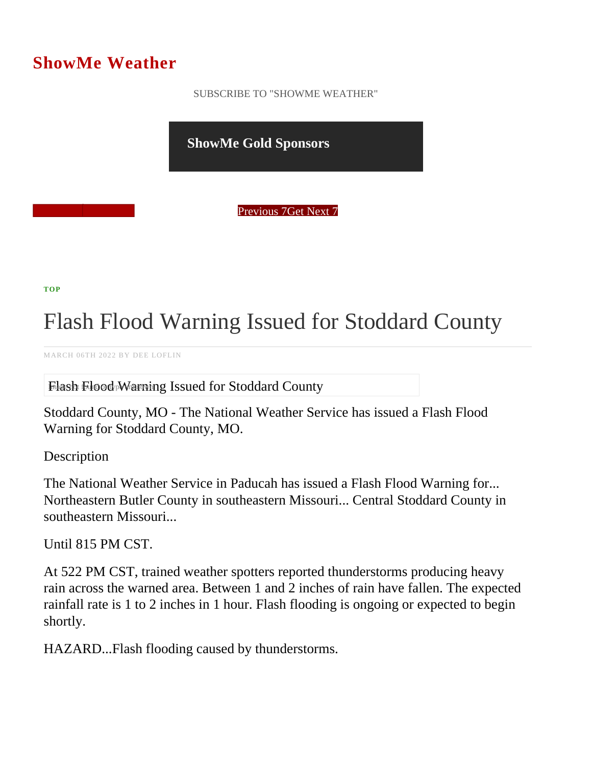# ShowMe Weather

SUBSCRIBE TO "SHOWME WEATHER"

**ShowMe Gold Sponsors**

Previous 7Get Next 7

**TOP**

# Flash Flood Warning Issued for Stoddard County

MARCH 06TH 2022 BY DEE LOFLIN

Flash Flood Warning Issued for Stoddard County

Stoddard County, MO - The National Weather Service has issued a Flash Flood Warning for Stoddard County, MO.

Description

The National Weather Service in Paducah has issued a Flash Flood Warning for... Northeastern Butler County in southeastern Missouri... Central Stoddard County in southeastern Missouri...

Until 815 PM CST.

At 522 PM CST, trained weather spotters reported thunderstorms producing heavy rain across the warned area. Between 1 and 2 inches of rain have fallen. The expected rainfall rate is 1 to 2 inches in 1 hour. Flash flooding is ongoing or expected to begin shortly.

HAZARD...Flash flooding caused by thunderstorms.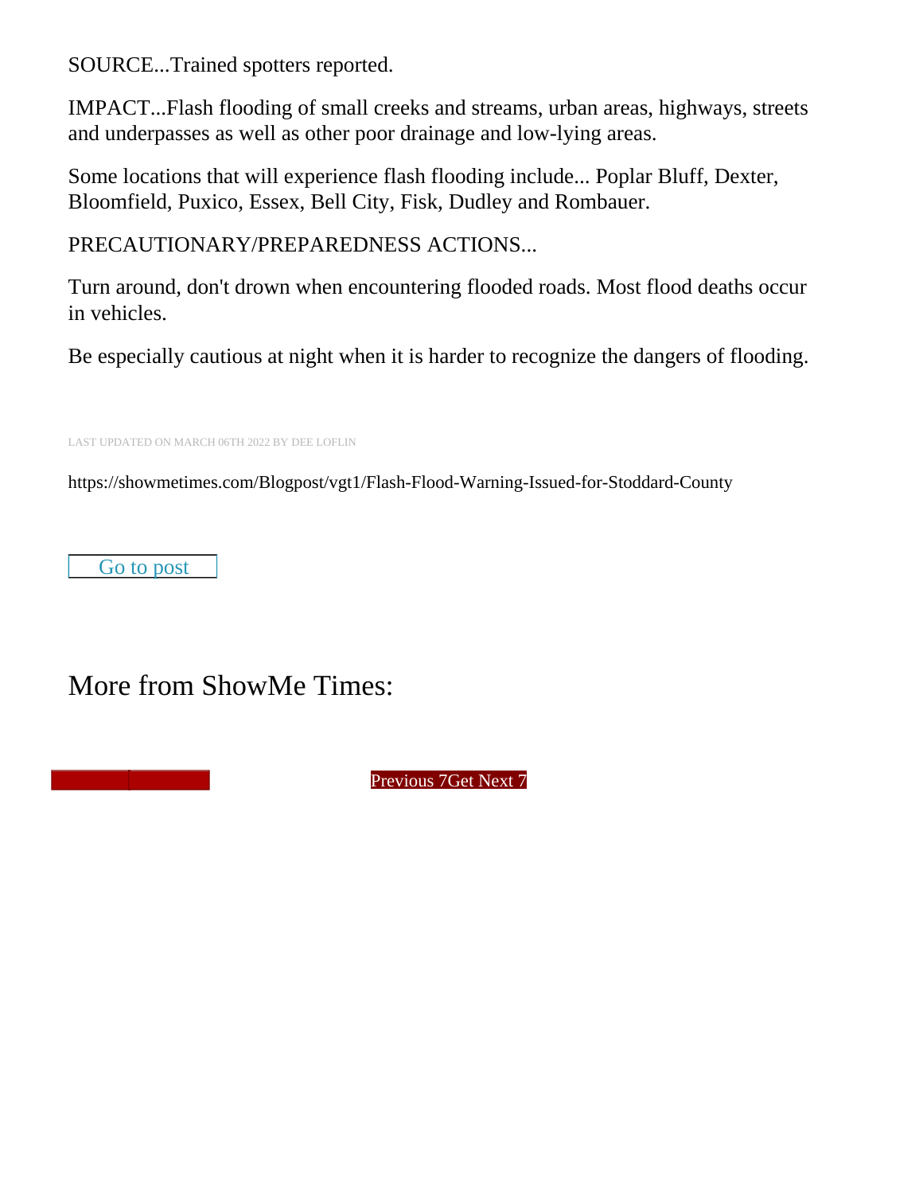SOURCE...Trained spotters reported.

IMPACT...Flash flooding of small creeks and streams, urban areas, highways, streets and underpasses as well as other poor drainage and low-lying areas.

Some locations that will experience flash flooding include... Poplar Bluff, Dexter, Bloomfield, Puxico, Essex, Bell City, Fisk, Dudley and Rombauer.

PRECAUTIONARY/PREPAREDNESS ACTIONS...

Turn around, don't drown when encountering flooded roads. Most flood deaths occur in vehicles.

Be especially cautious at night when it is harder to recognize the dangers of flooding.

LAST UPDATED ON MARCH 06TH 2022 BY DEE LOFLIN

https://showmetimes.com/Blogpost/vgt1/Flash-Flood-Warning-Issued-for-Stoddard-County

Go to post

## More from ShowMe Times:

Previous 7Get Next 7